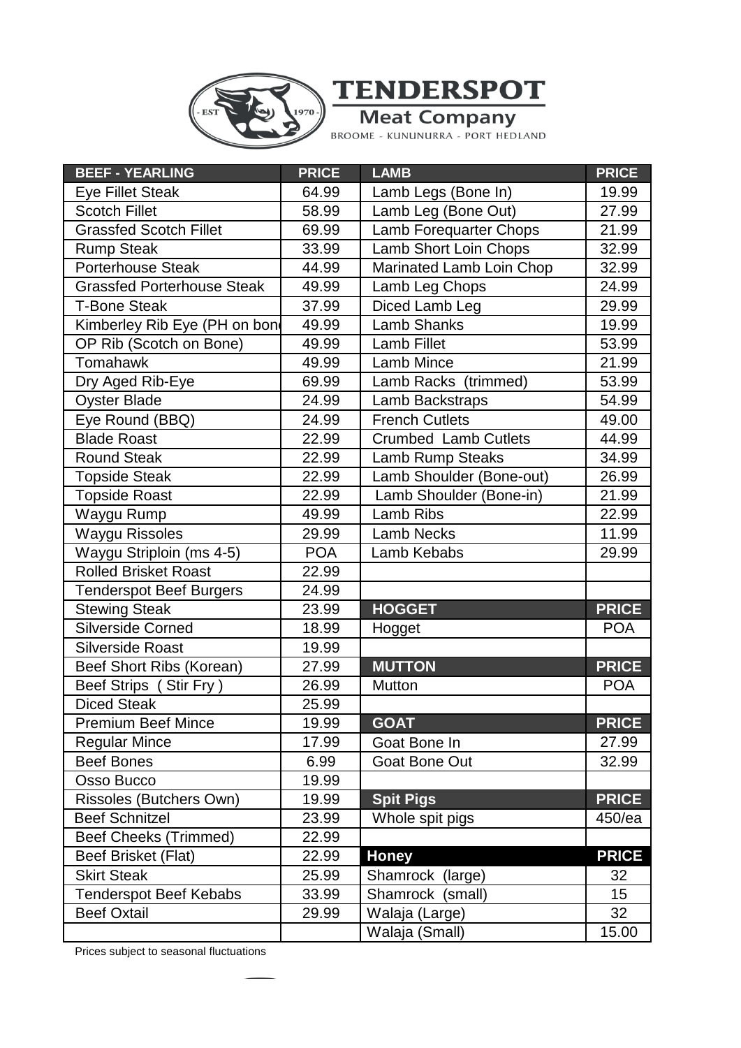# TENDERSPOT

## Meat Company

BROOME - KUNUNURRA - PORT HEDLAND

| BEEF - YEARLING | PRICE | LAMB | PRICE |
|---|---|---|---|
| Eye Fillet Steak | 64.99 | Lamb Legs (Bone In) | 19.99 |
| Scotch Fillet | 58.99 | Lamb Leg (Bone Out) | 27.99 |
| Grassfed Scotch Fillet | 69.99 | Lamb Forequarter Chops | 21.99 |
| Rump Steak | 33.99 | Lamb Short Loin Chops | 32.99 |
| Porterhouse Steak | 44.99 | Marinated Lamb Loin Chop | 32.99 |
| Grassfed Porterhouse Steak | 49.99 | Lamb Leg Chops | 24.99 |
| T-Bone Steak | 37.99 | Diced Lamb Leg | 29.99 |
| Kimberley Rib Eye (PH on bon | 49.99 | Lamb Shanks | 19.99 |
| OP Rib (Scotch on Bone) | 49.99 | Lamb Fillet | 53.99 |
| Tomahawk | 49.99 | Lamb Mince | 21.99 |
| Dry Aged Rib-Eye | 69.99 | Lamb Racks (trimmed) | 53.99 |
| Oyster Blade | 24.99 | Lamb Backstraps | 54.99 |
| Eye Round (BBQ) | 24.99 | French Cutlets | 49.00 |
| Blade Roast | 22.99 | Crumbed Lamb Cutlets | 44.99 |
| Round Steak | 22.99 | Lamb Rump Steaks | 34.99 |
| Topside Steak | 22.99 | Lamb Shoulder (Bone-out) | 26.99 |
| Topside Roast | 22.99 | Lamb Shoulder (Bone-in) | 21.99 |
| Waygu Rump | 49.99 | Lamb Ribs | 22.99 |
| Waygu Rissoles | 29.99 | Lamb Necks | 11.99 |
| Waygu Striploin (ms 4-5) | POA | Lamb Kebabs | 29.99 |
| Rolled Brisket Roast | 22.99 | | |
| Tenderspot Beef Burgers | 24.99 | | |
| Stewing Steak | 23.99 | **HOGGET** | **PRICE** |
| Silverside Corned | 18.99 | Hogget | POA |
| Silverside Roast | 19.99 | | |
| Beef Short Ribs (Korean) | 27.99 | **MUTTON** | **PRICE** |
| Beef Strips ( Stir Fry ) | 26.99 | Mutton | POA |
| Diced Steak | 25.99 | | |
| Premium Beef Mince | 19.99 | **GOAT** | **PRICE** |
| Regular Mince | 17.99 | Goat Bone In | 27.99 |
| Beef Bones | 6.99 | Goat Bone Out | 32.99 |
| Osso Bucco | 19.99 | | |
| Rissoles (Butchers Own) | 19.99 | **Spit Pigs** | **PRICE** |
| Beef Schnitzel | 23.99 | Whole spit pigs | 450/ea |
| Beef Cheeks (Trimmed) | 22.99 | | |
| Beef Brisket (Flat) | 22.99 | **Honey** | **PRICE** |
| Skirt Steak | 25.99 | Shamrock (large) | 32 |
| Tenderspot Beef Kebabs | 33.99 | Shamrock (small) | 15 |
| Beef Oxtail | 29.99 | Walaja (Large) | 32 |
| | | Walaja (Small) | 15.00 |

Prices subject to seasonal fluctuations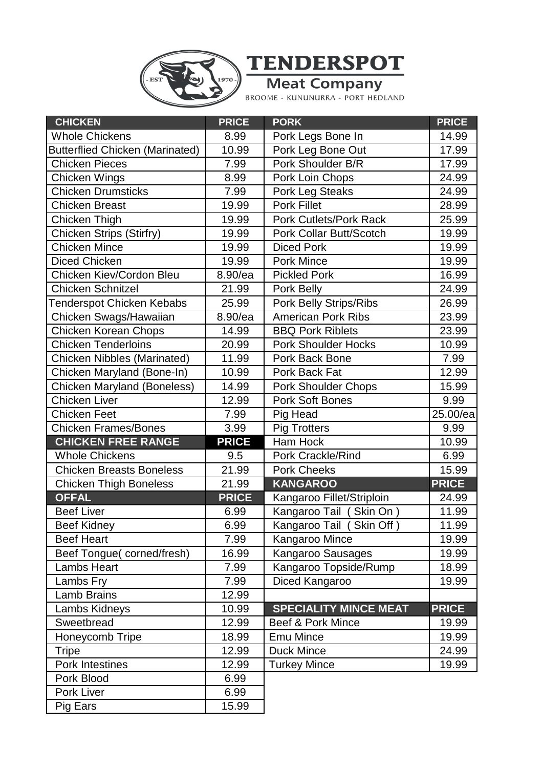# TENDERSPOT

## Meat Company

BROOME - KUNUNURRA - PORT HEDLAND

| CHICKEN | PRICE |
|---|---|
| Whole Chickens | 8.99 |
| Butterflied Chicken (Marinated) | 10.99 |
| Chicken Pieces | 7.99 |
| Chicken Wings | 8.99 |
| Chicken Drumsticks | 7.99 |
| Chicken Breast | 19.99 |
| Chicken Thigh | 19.99 |
| Chicken Strips (Stirfry) | 19.99 |
| Chicken Mince | 19.99 |
| Diced Chicken | 19.99 |
| Chicken Kiev/Cordon Bleu | 8.90/ea |
| Chicken Schnitzel | 21.99 |
| Tenderspot Chicken Kebabs | 25.99 |
| Chicken Swags/Hawaiian | 8.90/ea |
| Chicken Korean Chops | 14.99 |
| Chicken Tenderloins | 20.99 |
| Chicken Nibbles (Marinated) | 11.99 |
| Chicken Maryland (Bone-In) | 10.99 |
| Chicken Maryland (Boneless) | 14.99 |
| Chicken Liver | 12.99 |
| Chicken Feet | 7.99 |
| Chicken Frames/Bones | 3.99 |

| CHICKEN FREE RANGE | PRICE |
|---|---|
| Whole Chickens | 9.5 |
| Chicken Breasts Boneless | 21.99 |
| Chicken Thigh Boneless | 21.99 |

| OFFAL | PRICE |
|---|---|
| Beef Liver | 6.99 |
| Beef Kidney | 6.99 |
| Beef Heart | 7.99 |
| Beef Tongue( corned/fresh) | 16.99 |
| Lambs Heart | 7.99 |
| Lambs Fry | 7.99 |
| Lamb Brains | 12.99 |
| Lambs Kidneys | 10.99 |
| Sweetbread | 12.99 |
| Honeycomb Tripe | 18.99 |
| Tripe | 12.99 |
| Pork Intestines | 12.99 |
| Pork Blood | 6.99 |
| Pork Liver | 6.99 |
| Pig Ears | 15.99 |

| PORK | PRICE |
|---|---|
| Pork Legs Bone In | 14.99 |
| Pork Leg Bone Out | 17.99 |
| Pork Shoulder B/R | 17.99 |
| Pork Loin Chops | 24.99 |
| Pork Leg Steaks | 24.99 |
| Pork Fillet | 28.99 |
| Pork Cutlets/Pork Rack | 25.99 |
| Pork Collar Butt/Scotch | 19.99 |
| Diced Pork | 19.99 |
| Pork Mince | 19.99 |
| Pickled Pork | 16.99 |
| Pork Belly | 24.99 |
| Pork Belly Strips/Ribs | 26.99 |
| American Pork Ribs | 23.99 |
| BBQ Pork Riblets | 23.99 |
| Pork Shoulder Hocks | 10.99 |
| Pork Back Bone | 7.99 |
| Pork Back Fat | 12.99 |
| Pork Shoulder Chops | 15.99 |
| Pork Soft Bones | 9.99 |
| Pig Head | 25.00/ea |
| Pig Trotters | 9.99 |
| Ham Hock | 10.99 |
| Pork Crackle/Rind | 6.99 |
| Pork Cheeks | 15.99 |

| KANGAROO | PRICE |
|---|---|
| Kangaroo Fillet/Striploin | 24.99 |
| Kangaroo Tail ( Skin On ) | 11.99 |
| Kangaroo Tail ( Skin Off ) | 11.99 |
| Kangaroo Mince | 19.99 |
| Kangaroo Sausages | 19.99 |
| Kangaroo Topside/Rump | 18.99 |
| Diced Kangaroo | 19.99 |

| SPECIALITY MINCE MEAT | PRICE |
|---|---|
| Beef & Pork Mince | 19.99 |
| Emu Mince | 19.99 |
| Duck Mince | 24.99 |
| Turkey Mince | 19.99 |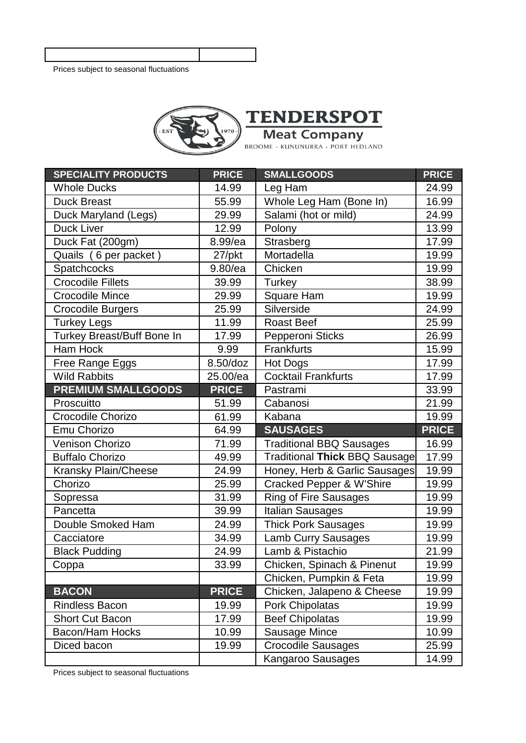Prices subject to seasonal fluctuations

# TENDERSPOT

## Meat Company

BROOME - KUNUNURRA - PORT HEDLAND

| SPECIALITY PRODUCTS | PRICE | SMALLGOODS | PRICE |
|---|---|---|---|
| Whole Ducks | 14.99 | Leg Ham | 24.99 |
| Duck Breast | 55.99 | Whole Leg Ham (Bone In) | 16.99 |
| Duck Maryland (Legs) | 29.99 | Salami (hot or mild) | 24.99 |
| Duck Liver | 12.99 | Polony | 13.99 |
| Duck Fat (200gm) | 8.99/ea | Strasberg | 17.99 |
| Quails ( 6 per packet ) | 27/pkt | Mortadella | 19.99 |
| Spatchcocks | 9.80/ea | Chicken | 19.99 |
| Crocodile Fillets | 39.99 | Turkey | 38.99 |
| Crocodile Mince | 29.99 | Square Ham | 19.99 |
| Crocodile Burgers | 25.99 | Silverside | 24.99 |
| Turkey Legs | 11.99 | Roast Beef | 25.99 |
| Turkey Breast/Buff Bone In | 17.99 | Pepperoni Sticks | 26.99 |
| Ham Hock | 9.99 | Frankfurts | 15.99 |
| Free Range Eggs | 8.50/doz | Hot Dogs | 17.99 |
| Wild Rabbits | 25.00/ea | Cocktail Frankfurts | 17.99 |
| **PREMIUM SMALLGOODS** | **PRICE** | Pastrami | 33.99 |
| Proscuitto | 51.99 | Cabanosi | 21.99 |
| Crocodile Chorizo | 61.99 | Kabana | 19.99 |
| Emu Chorizo | 64.99 | **SAUSAGES** | **PRICE** |
| Venison Chorizo | 71.99 | Traditional BBQ Sausages | 16.99 |
| Buffalo Chorizo | 49.99 | Traditional **Thick** BBQ Sausage | 17.99 |
| Kransky Plain/Cheese | 24.99 | Honey, Herb & Garlic Sausages | 19.99 |
| Chorizo | 25.99 | Cracked Pepper & W'Shire | 19.99 |
| Sopressa | 31.99 | Ring of Fire Sausages | 19.99 |
| Pancetta | 39.99 | Italian Sausages | 19.99 |
| Double Smoked Ham | 24.99 | Thick Pork Sausages | 19.99 |
| Cacciatore | 34.99 | Lamb Curry Sausages | 19.99 |
| Black Pudding | 24.99 | Lamb & Pistachio | 21.99 |
| Coppa | 33.99 | Chicken, Spinach & Pinenut | 19.99 |
| | | Chicken, Pumpkin & Feta | 19.99 |
| **BACON** | **PRICE** | Chicken, Jalapeno & Cheese | 19.99 |
| Rindless Bacon | 19.99 | Pork Chipolatas | 19.99 |
| Short Cut Bacon | 17.99 | Beef Chipolatas | 19.99 |
| Bacon/Ham Hocks | 10.99 | Sausage Mince | 10.99 |
| Diced bacon | 19.99 | Crocodile Sausages | 25.99 |
| | | Kangaroo Sausages | 14.99 |

Prices subject to seasonal fluctuations